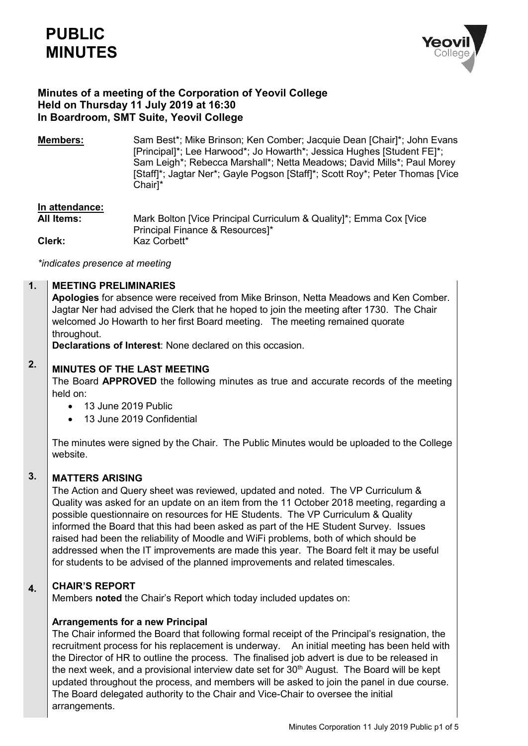# PUBLIC MINUTES

**Minutes of a meeting of the Corporation of Yeovil College**
**Held on Thursday 11 July 2019 at 16:30**
**In Boardroom, SMT Suite, Yeovil College**

**Members:** Sam Best*; Mike Brinson; Ken Comber; Jacquie Dean [Chair]*; John Evans [Principal]*; Lee Harwood*; Jo Howarth*; Jessica Hughes [Student FE]*; Sam Leigh*; Rebecca Marshall*; Netta Meadows; David Mills*; Paul Morey [Staff]*; Jagtar Ner*; Gayle Pogson [Staff]*; Scott Roy*; Peter Thomas [Vice Chair]*

**In attendance:**

**All Items:** Mark Bolton [Vice Principal Curriculum & Quality]*; Emma Cox [Vice Principal Finance & Resources]*

**Clerk:** Kaz Corbett*

*\*indicates presence at meeting*

## 1. MEETING PRELIMINARIES

**Apologies** for absence were received from Mike Brinson, Netta Meadows and Ken Comber. Jagtar Ner had advised the Clerk that he hoped to join the meeting after 1730. The Chair welcomed Jo Howarth to her first Board meeting. The meeting remained quorate throughout.

**Declarations of Interest**: None declared on this occasion.

## 2. MINUTES OF THE LAST MEETING

The Board **APPROVED** the following minutes as true and accurate records of the meeting held on:

- 13 June 2019 Public
- 13 June 2019 Confidential

The minutes were signed by the Chair. The Public Minutes would be uploaded to the College website.

## 3. MATTERS ARISING

The Action and Query sheet was reviewed, updated and noted. The VP Curriculum & Quality was asked for an update on an item from the 11 October 2018 meeting, regarding a possible questionnaire on resources for HE Students. The VP Curriculum & Quality informed the Board that this had been asked as part of the HE Student Survey. Issues raised had been the reliability of Moodle and WiFi problems, both of which should be addressed when the IT improvements are made this year. The Board felt it may be useful for students to be advised of the planned improvements and related timescales.

## 4. CHAIR'S REPORT

Members **noted** the Chair's Report which today included updates on:

**Arrangements for a new Principal**

The Chair informed the Board that following formal receipt of the Principal's resignation, the recruitment process for his replacement is underway. An initial meeting has been held with the Director of HR to outline the process. The finalised job advert is due to be released in the next week, and a provisional interview date set for 30th August. The Board will be kept updated throughout the process, and members will be asked to join the panel in due course. The Board delegated authority to the Chair and Vice-Chair to oversee the initial arrangements.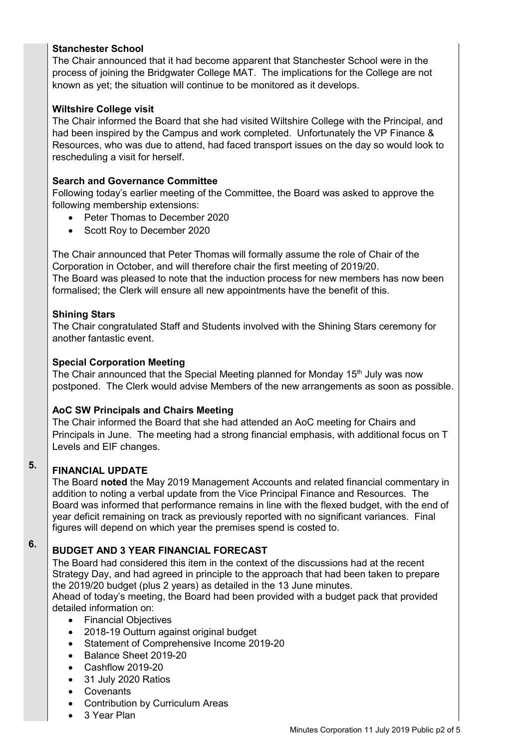**Stanchester School**

The Chair announced that it had become apparent that Stanchester School were in the process of joining the Bridgwater College MAT. The implications for the College are not known as yet; the situation will continue to be monitored as it develops.

**Wiltshire College visit**

The Chair informed the Board that she had visited Wiltshire College with the Principal, and had been inspired by the Campus and work completed. Unfortunately the VP Finance & Resources, who was due to attend, had faced transport issues on the day so would look to rescheduling a visit for herself.

**Search and Governance Committee**

Following today's earlier meeting of the Committee, the Board was asked to approve the following membership extensions:

- Peter Thomas to December 2020
- Scott Roy to December 2020

The Chair announced that Peter Thomas will formally assume the role of Chair of the Corporation in October, and will therefore chair the first meeting of 2019/20.
The Board was pleased to note that the induction process for new members has now been formalised; the Clerk will ensure all new appointments have the benefit of this.

**Shining Stars**

The Chair congratulated Staff and Students involved with the Shining Stars ceremony for another fantastic event.

**Special Corporation Meeting**

The Chair announced that the Special Meeting planned for Monday 15th July was now postponed. The Clerk would advise Members of the new arrangements as soon as possible.

**AoC SW Principals and Chairs Meeting**

The Chair informed the Board that she had attended an AoC meeting for Chairs and Principals in June. The meeting had a strong financial emphasis, with additional focus on T Levels and EIF changes.

**5. FINANCIAL UPDATE**

The Board **noted** the May 2019 Management Accounts and related financial commentary in addition to noting a verbal update from the Vice Principal Finance and Resources. The Board was informed that performance remains in line with the flexed budget, with the end of year deficit remaining on track as previously reported with no significant variances. Final figures will depend on which year the premises spend is costed to.

**6. BUDGET AND 3 YEAR FINANCIAL FORECAST**

The Board had considered this item in the context of the discussions had at the recent Strategy Day, and had agreed in principle to the approach that had been taken to prepare the 2019/20 budget (plus 2 years) as detailed in the 13 June minutes.
Ahead of today's meeting, the Board had been provided with a budget pack that provided detailed information on:

- Financial Objectives
- 2018-19 Outturn against original budget
- Statement of Comprehensive Income 2019-20
- Balance Sheet 2019-20
- Cashflow 2019-20
- 31 July 2020 Ratios
- Covenants
- Contribution by Curriculum Areas
- 3 Year Plan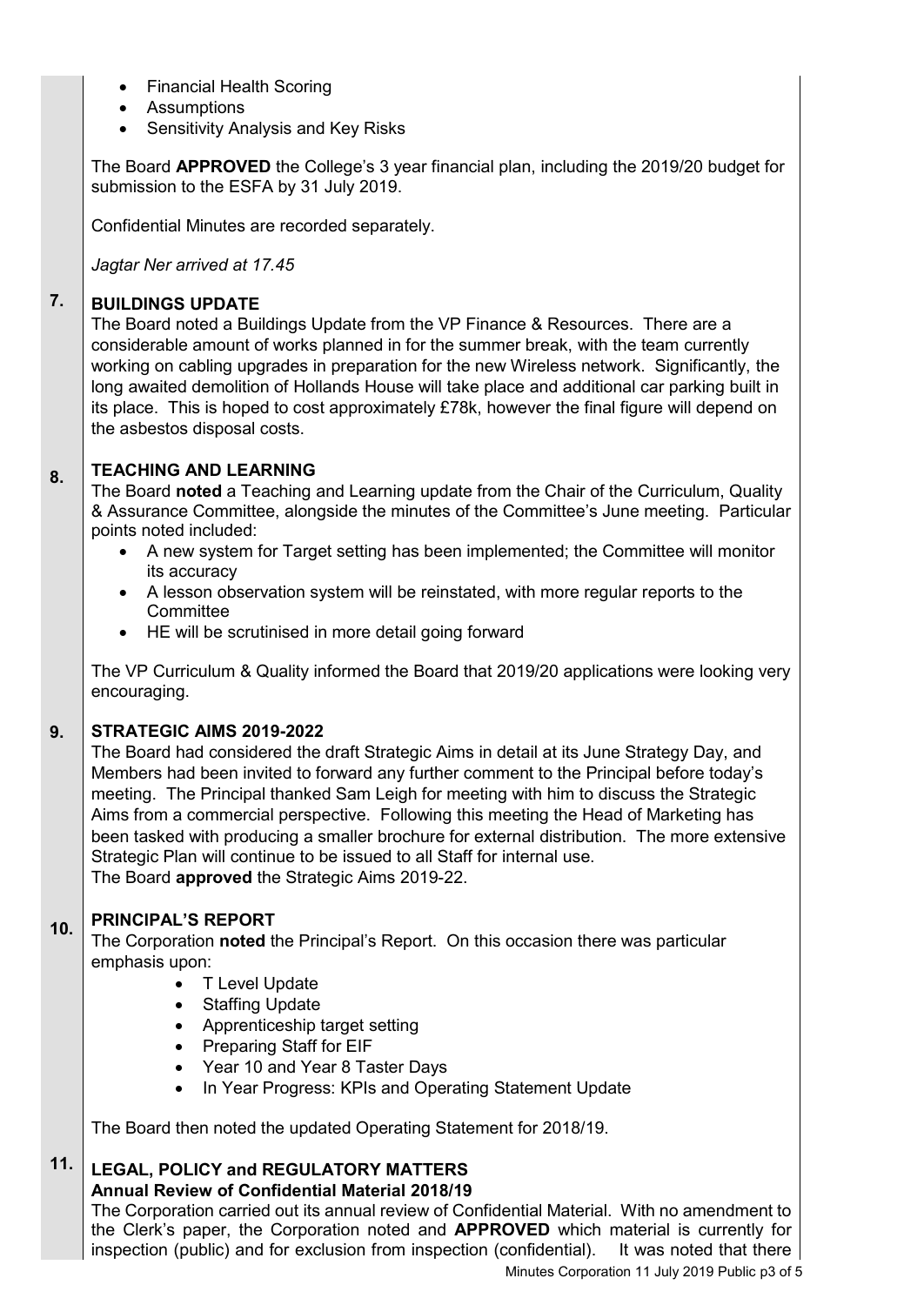- Financial Health Scoring
- Assumptions
- Sensitivity Analysis and Key Risks

The Board **APPROVED** the College's 3 year financial plan, including the 2019/20 budget for submission to the ESFA by 31 July 2019.

Confidential Minutes are recorded separately.

*Jagtar Ner arrived at 17.45*

## 7. BUILDINGS UPDATE

The Board noted a Buildings Update from the VP Finance & Resources. There are a considerable amount of works planned in for the summer break, with the team currently working on cabling upgrades in preparation for the new Wireless network. Significantly, the long awaited demolition of Hollands House will take place and additional car parking built in its place. This is hoped to cost approximately £78k, however the final figure will depend on the asbestos disposal costs.

## 8. TEACHING AND LEARNING

The Board **noted** a Teaching and Learning update from the Chair of the Curriculum, Quality & Assurance Committee, alongside the minutes of the Committee's June meeting. Particular points noted included:

- A new system for Target setting has been implemented; the Committee will monitor its accuracy
- A lesson observation system will be reinstated, with more regular reports to the Committee
- HE will be scrutinised in more detail going forward

The VP Curriculum & Quality informed the Board that 2019/20 applications were looking very encouraging.

## 9. STRATEGIC AIMS 2019-2022

The Board had considered the draft Strategic Aims in detail at its June Strategy Day, and Members had been invited to forward any further comment to the Principal before today's meeting. The Principal thanked Sam Leigh for meeting with him to discuss the Strategic Aims from a commercial perspective. Following this meeting the Head of Marketing has been tasked with producing a smaller brochure for external distribution. The more extensive Strategic Plan will continue to be issued to all Staff for internal use.
The Board **approved** the Strategic Aims 2019-22.

## 10. PRINCIPAL'S REPORT

The Corporation **noted** the Principal's Report. On this occasion there was particular emphasis upon:

- T Level Update
- Staffing Update
- Apprenticeship target setting
- Preparing Staff for EIF
- Year 10 and Year 8 Taster Days
- In Year Progress: KPIs and Operating Statement Update

The Board then noted the updated Operating Statement for 2018/19.

## 11. LEGAL, POLICY and REGULATORY MATTERS

**Annual Review of Confidential Material 2018/19**

The Corporation carried out its annual review of Confidential Material. With no amendment to the Clerk's paper, the Corporation noted and **APPROVED** which material is currently for inspection (public) and for exclusion from inspection (confidential). It was noted that there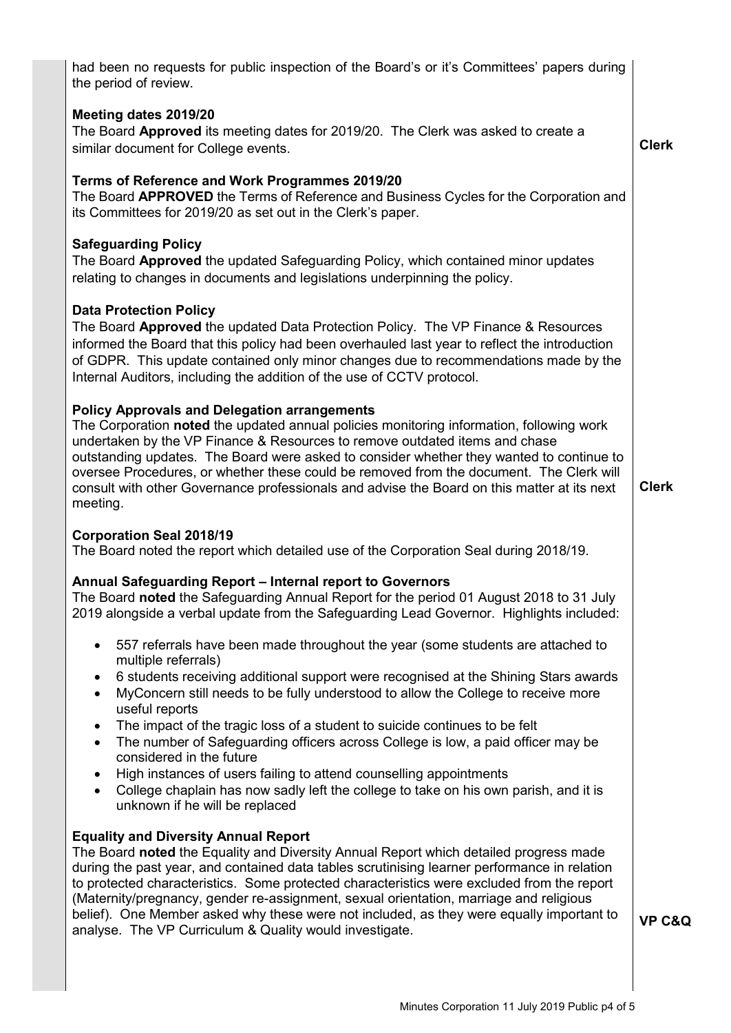had been no requests for public inspection of the Board's or it's Committees' papers during the period of review.

**Meeting dates 2019/20**
The Board **Approved** its meeting dates for 2019/20. The Clerk was asked to create a similar document for College events. **Clerk**

**Terms of Reference and Work Programmes 2019/20**
The Board **APPROVED** the Terms of Reference and Business Cycles for the Corporation and its Committees for 2019/20 as set out in the Clerk's paper.

**Safeguarding Policy**
The Board **Approved** the updated Safeguarding Policy, which contained minor updates relating to changes in documents and legislations underpinning the policy.

**Data Protection Policy**
The Board **Approved** the updated Data Protection Policy. The VP Finance & Resources informed the Board that this policy had been overhauled last year to reflect the introduction of GDPR. This update contained only minor changes due to recommendations made by the Internal Auditors, including the addition of the use of CCTV protocol.

**Policy Approvals and Delegation arrangements**
The Corporation **noted** the updated annual policies monitoring information, following work undertaken by the VP Finance & Resources to remove outdated items and chase outstanding updates. The Board were asked to consider whether they wanted to continue to oversee Procedures, or whether these could be removed from the document. The Clerk will consult with other Governance professionals and advise the Board on this matter at its next meeting. **Clerk**

**Corporation Seal 2018/19**
The Board noted the report which detailed use of the Corporation Seal during 2018/19.

**Annual Safeguarding Report – Internal report to Governors**
The Board **noted** the Safeguarding Annual Report for the period 01 August 2018 to 31 July 2019 alongside a verbal update from the Safeguarding Lead Governor. Highlights included:

- 557 referrals have been made throughout the year (some students are attached to multiple referrals)
- 6 students receiving additional support were recognised at the Shining Stars awards
- MyConcern still needs to be fully understood to allow the College to receive more useful reports
- The impact of the tragic loss of a student to suicide continues to be felt
- The number of Safeguarding officers across College is low, a paid officer may be considered in the future
- High instances of users failing to attend counselling appointments
- College chaplain has now sadly left the college to take on his own parish, and it is unknown if he will be replaced

**Equality and Diversity Annual Report**
The Board **noted** the Equality and Diversity Annual Report which detailed progress made during the past year, and contained data tables scrutinising learner performance in relation to protected characteristics. Some protected characteristics were excluded from the report (Maternity/pregnancy, gender re-assignment, sexual orientation, marriage and religious belief). One Member asked why these were not included, as they were equally important to analyse. The VP Curriculum & Quality would investigate. **VP C&Q**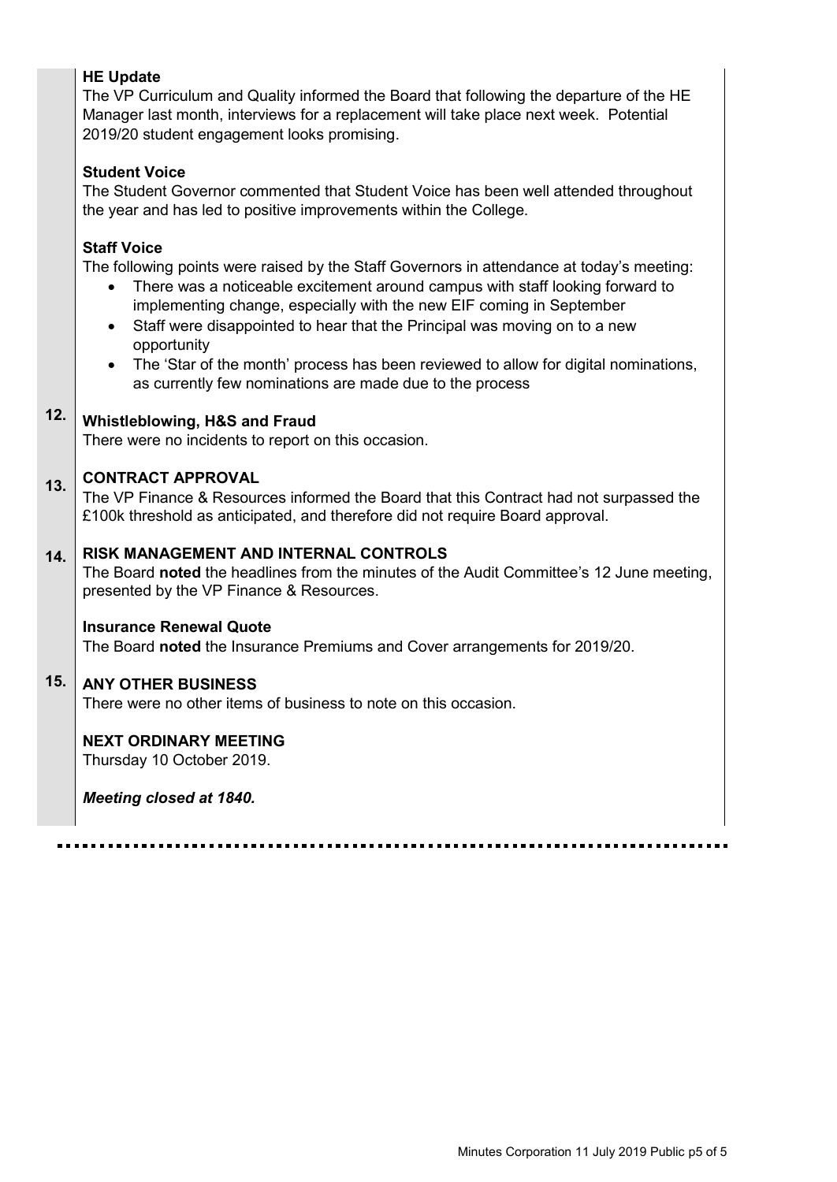**HE Update**

The VP Curriculum and Quality informed the Board that following the departure of the HE Manager last month, interviews for a replacement will take place next week. Potential 2019/20 student engagement looks promising.

**Student Voice**

The Student Governor commented that Student Voice has been well attended throughout the year and has led to positive improvements within the College.

**Staff Voice**

The following points were raised by the Staff Governors in attendance at today's meeting:

- There was a noticeable excitement around campus with staff looking forward to implementing change, especially with the new EIF coming in September
- Staff were disappointed to hear that the Principal was moving on to a new opportunity
- The 'Star of the month' process has been reviewed to allow for digital nominations, as currently few nominations are made due to the process

**12. Whistleblowing, H&S and Fraud**

There were no incidents to report on this occasion.

**13. CONTRACT APPROVAL**

The VP Finance & Resources informed the Board that this Contract had not surpassed the £100k threshold as anticipated, and therefore did not require Board approval.

**14. RISK MANAGEMENT AND INTERNAL CONTROLS**

The Board **noted** the headlines from the minutes of the Audit Committee's 12 June meeting, presented by the VP Finance & Resources.

**Insurance Renewal Quote**

The Board **noted** the Insurance Premiums and Cover arrangements for 2019/20.

**15. ANY OTHER BUSINESS**

There were no other items of business to note on this occasion.

**NEXT ORDINARY MEETING**

Thursday 10 October 2019.

***Meeting closed at 1840.***